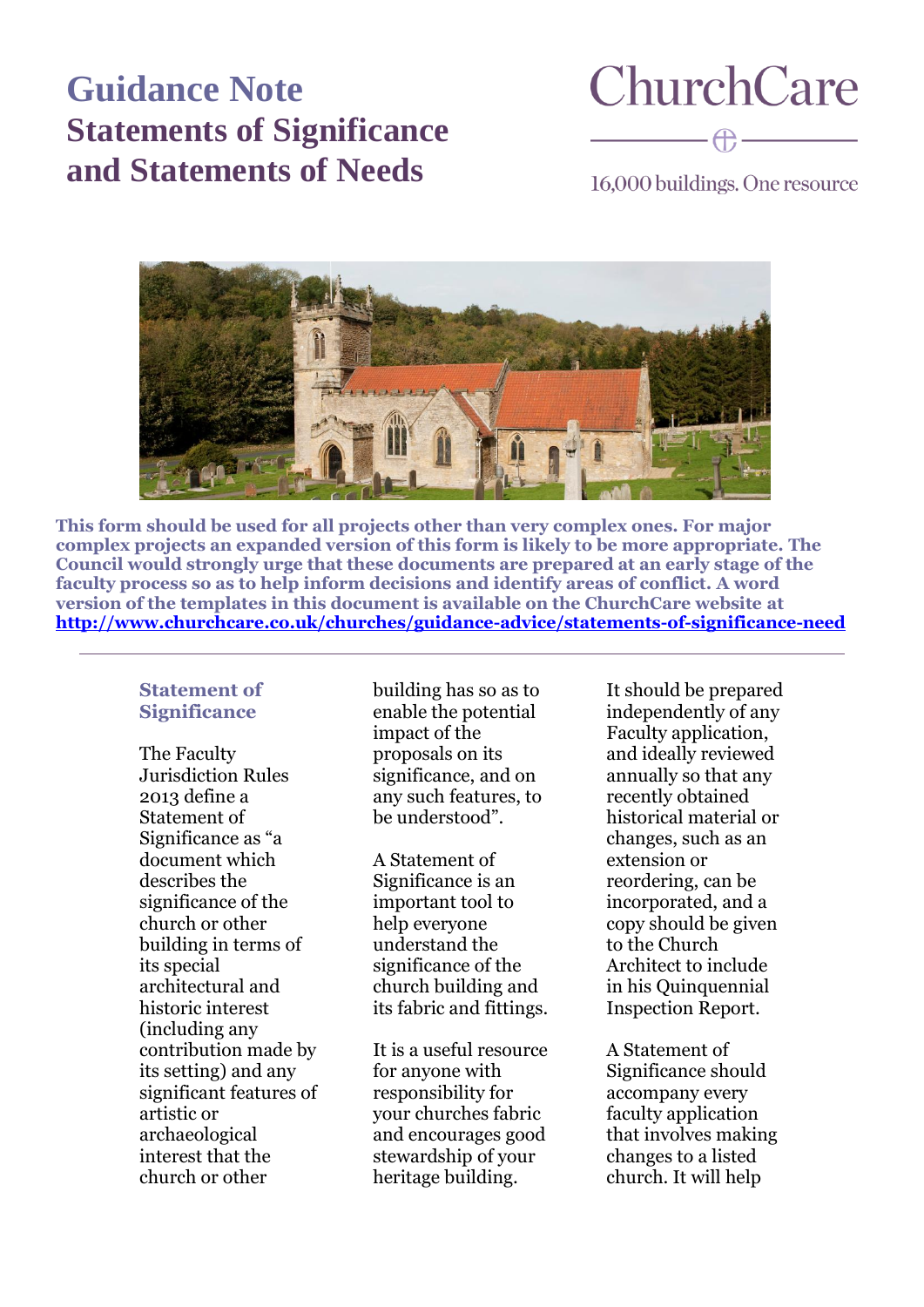# Guidance Note

## Statements of Significance and Statements of Needs

ChurchCare

16,000 buildings. One resource

**This form should be used for all projects other than very complex ones. For major complex projects an expanded version of this form is likely to be more appropriate. The Council would strongly urge that these documents are prepared at an early stage of the faculty process so as to help inform decisions and identify areas of conflict. A word version of the templates in this document is available on the ChurchCare website at [http://www.churchcare.co.uk/churches/guidance-advice/statements-of-significance-need](http://www.churchcare.co.uk/churches/guidance-advice/statements-of-significance-need)**

---

### Statement of Significance

The Faculty Jurisdiction Rules 2013 define a Statement of Significance as "a document which describes the significance of the church or other building in terms of its special architectural and historic interest (including any contribution made by its setting) and any significant features of artistic or archaeological interest that the church or other building has so as to enable the potential impact of the proposals on its significance, and on any such features, to be understood".

A Statement of Significance is an important tool to help everyone understand the significance of the church building and its fabric and fittings.

It is a useful resource for anyone with responsibility for your churches fabric and encourages good stewardship of your heritage building.

It should be prepared independently of any Faculty application, and ideally reviewed annually so that any recently obtained historical material or changes, such as an extension or reordering, can be incorporated, and a copy should be given to the Church Architect to include in his Quinquennial Inspection Report.

A Statement of Significance should accompany every faculty application that involves making changes to a listed church. It will help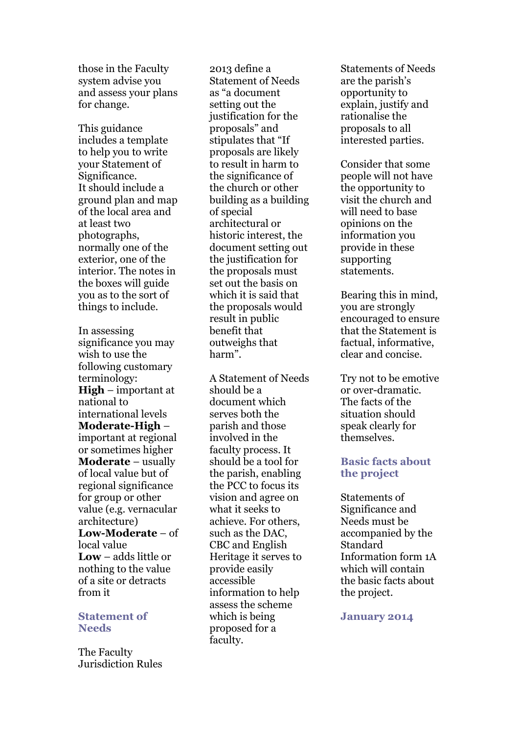those in the Faculty system advise you and assess your plans for change.

This guidance includes a template to help you to write your Statement of Significance. It should include a ground plan and map of the local area and at least two photographs, normally one of the exterior, one of the interior. The notes in the boxes will guide you as to the sort of things to include.

In assessing significance you may wish to use the following customary terminology:

**High** – important at national to international levels
**Moderate-High** – important at regional or sometimes higher
**Moderate** – usually of local value but of regional significance for group or other value (e.g. vernacular architecture)
**Low-Moderate** – of local value
**Low** – adds little or nothing to the value of a site or detracts from it

## Statement of Needs

The Faculty Jurisdiction Rules 2013 define a Statement of Needs as "a document setting out the justification for the proposals" and stipulates that "If proposals are likely to result in harm to the significance of the church or other building as a building of special architectural or historic interest, the document setting out the justification for the proposals must set out the basis on which it is said that the proposals would result in public benefit that outweighs that harm".

A Statement of Needs should be a document which serves both the parish and those involved in the faculty process. It should be a tool for the parish, enabling the PCC to focus its vision and agree on what it seeks to achieve. For others, such as the DAC, CBC and English Heritage it serves to provide easily accessible information to help assess the scheme which is being proposed for a faculty.

Statements of Needs are the parish's opportunity to explain, justify and rationalise the proposals to all interested parties.

Consider that some people will not have the opportunity to visit the church and will need to base opinions on the information you provide in these supporting statements.

Bearing this in mind, you are strongly encouraged to ensure that the Statement is factual, informative, clear and concise.

Try not to be emotive or over-dramatic. The facts of the situation should speak clearly for themselves.

## Basic facts about the project

Statements of Significance and Needs must be accompanied by the Standard Information form 1A which will contain the basic facts about the project.

**January 2014**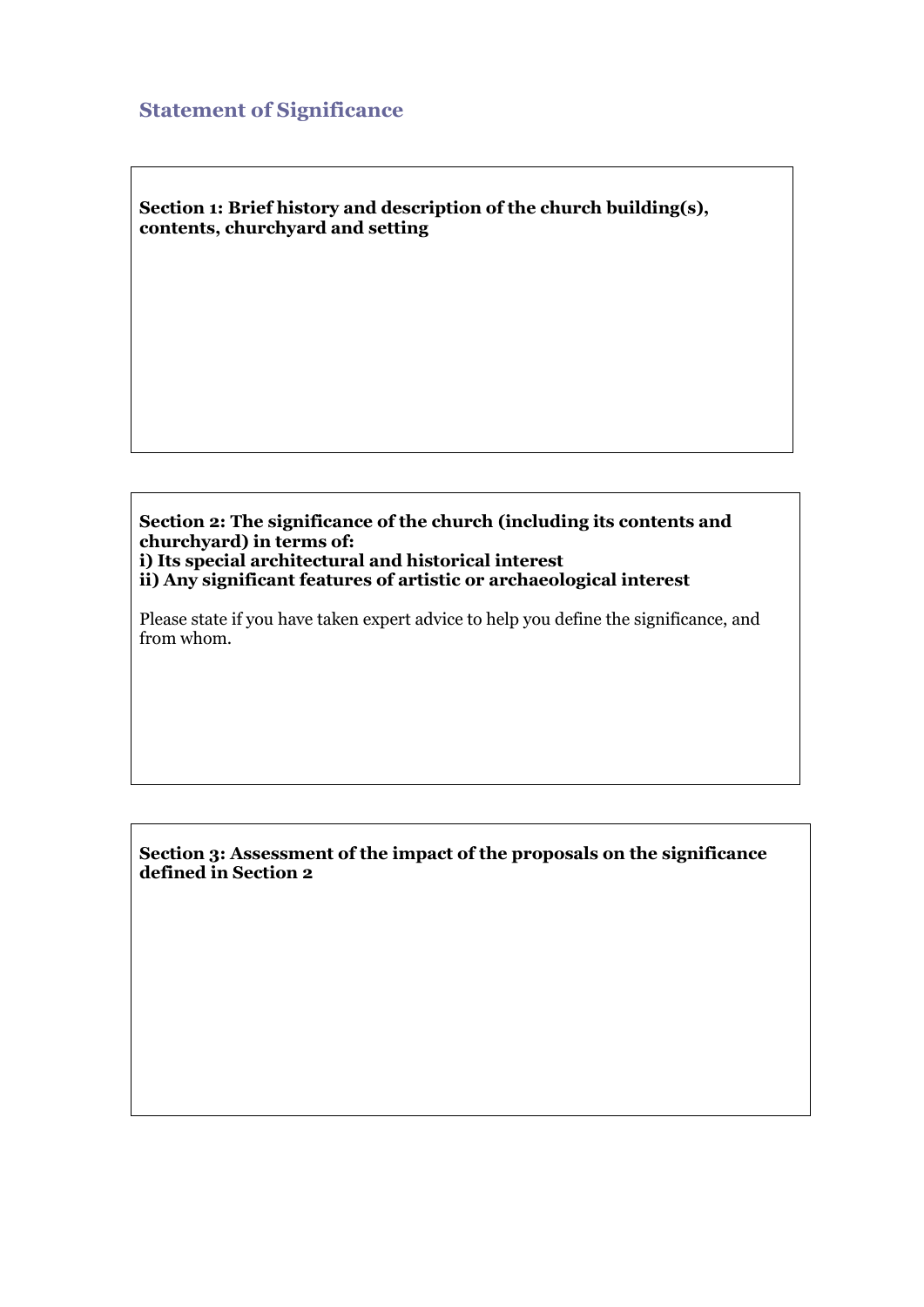## Statement of Significance

**Section 1: Brief history and description of the church building(s), contents, churchyard and setting**

**Section 2: The significance of the church (including its contents and churchyard) in terms of:**
**i) Its special architectural and historical interest**
**ii) Any significant features of artistic or archaeological interest**

Please state if you have taken expert advice to help you define the significance, and from whom.

**Section 3: Assessment of the impact of the proposals on the significance defined in Section 2**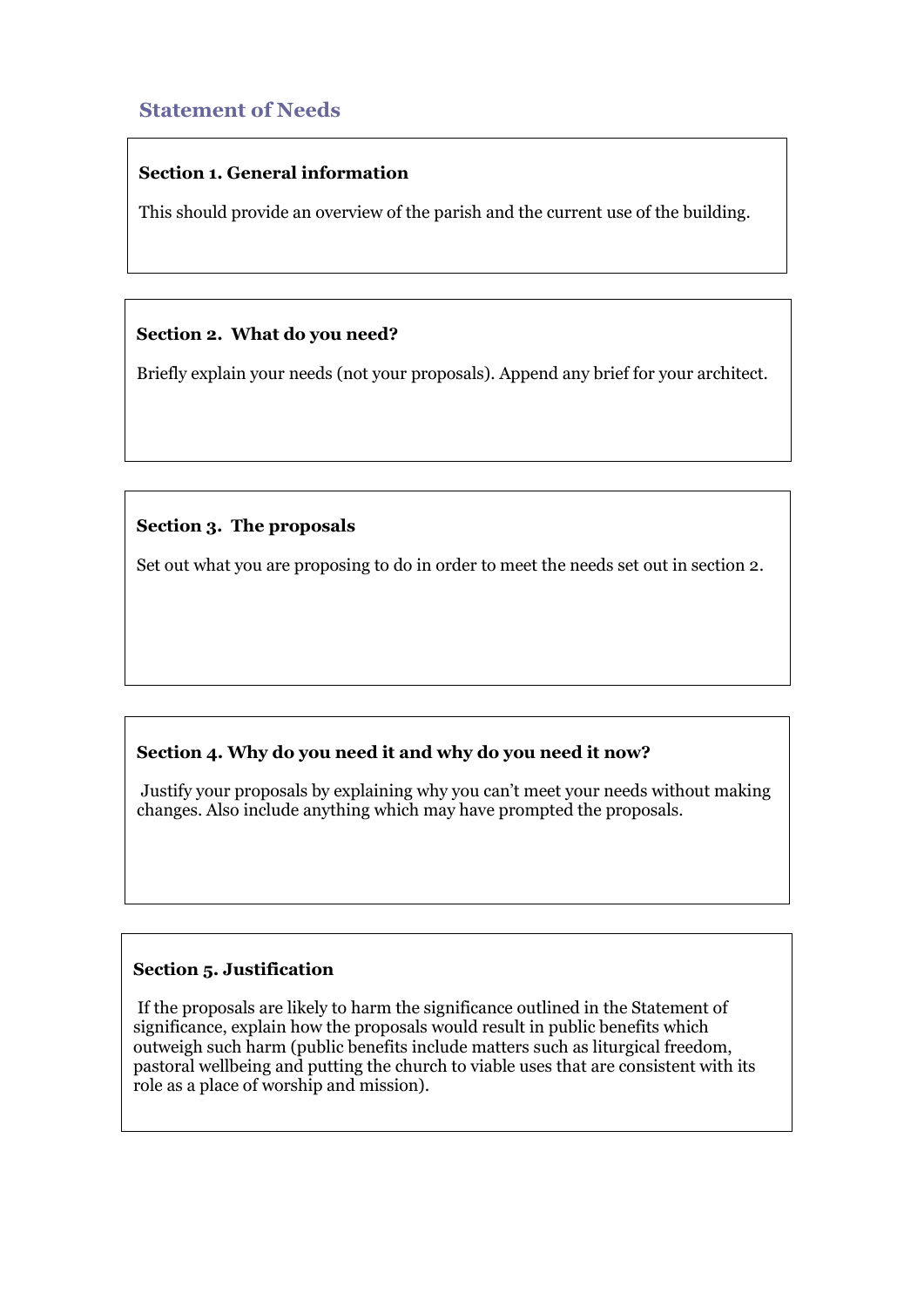## Statement of Needs

**Section 1. General information**

This should provide an overview of the parish and the current use of the building.

**Section 2. What do you need?**

Briefly explain your needs (not your proposals). Append any brief for your architect.

**Section 3. The proposals**

Set out what you are proposing to do in order to meet the needs set out in section 2.

**Section 4. Why do you need it and why do you need it now?**

Justify your proposals by explaining why you can't meet your needs without making changes. Also include anything which may have prompted the proposals.

**Section 5. Justification**

If the proposals are likely to harm the significance outlined in the Statement of significance, explain how the proposals would result in public benefits which outweigh such harm (public benefits include matters such as liturgical freedom, pastoral wellbeing and putting the church to viable uses that are consistent with its role as a place of worship and mission).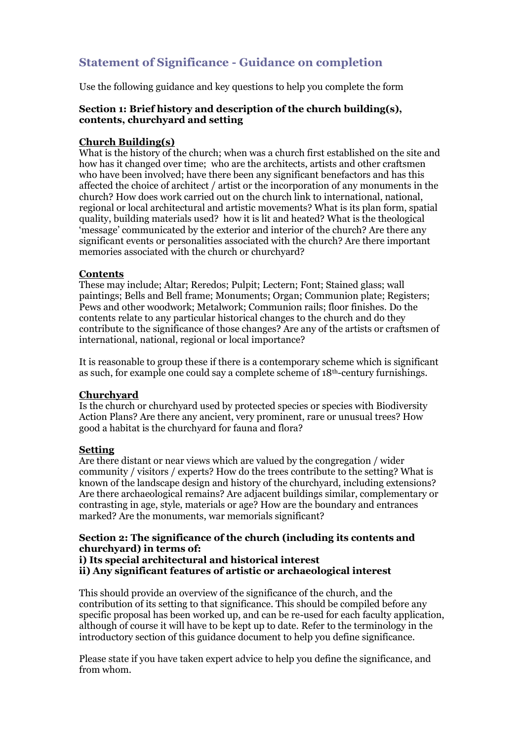# Statement of Significance - Guidance on completion

Use the following guidance and key questions to help you complete the form

### Section 1: Brief history and description of the church building(s), contents, churchyard and setting

**Church Building(s)**

What is the history of the church; when was a church first established on the site and how has it changed over time; who are the architects, artists and other craftsmen who have been involved; have there been any significant benefactors and has this affected the choice of architect / artist or the incorporation of any monuments in the church? How does work carried out on the church link to international, national, regional or local architectural and artistic movements? What is its plan form, spatial quality, building materials used? how it is lit and heated? What is the theological 'message' communicated by the exterior and interior of the church? Are there any significant events or personalities associated with the church? Are there important memories associated with the church or churchyard?

**Contents**

These may include; Altar; Reredos; Pulpit; Lectern; Font; Stained glass; wall paintings; Bells and Bell frame; Monuments; Organ; Communion plate; Registers; Pews and other woodwork; Metalwork; Communion rails; floor finishes. Do the contents relate to any particular historical changes to the church and do they contribute to the significance of those changes? Are any of the artists or craftsmen of international, national, regional or local importance?

It is reasonable to group these if there is a contemporary scheme which is significant as such, for example one could say a complete scheme of 18th-century furnishings.

**Churchyard**

Is the church or churchyard used by protected species or species with Biodiversity Action Plans? Are there any ancient, very prominent, rare or unusual trees? How good a habitat is the churchyard for fauna and flora?

**Setting**

Are there distant or near views which are valued by the congregation / wider community / visitors / experts? How do the trees contribute to the setting? What is known of the landscape design and history of the churchyard, including extensions? Are there archaeological remains? Are adjacent buildings similar, complementary or contrasting in age, style, materials or age? How are the boundary and entrances marked? Are the monuments, war memorials significant?

### Section 2: The significance of the church (including its contents and churchyard) in terms of:
### i) Its special architectural and historical interest
### ii) Any significant features of artistic or archaeological interest

This should provide an overview of the significance of the church, and the contribution of its setting to that significance. This should be compiled before any specific proposal has been worked up, and can be re-used for each faculty application, although of course it will have to be kept up to date. Refer to the terminology in the introductory section of this guidance document to help you define significance.

Please state if you have taken expert advice to help you define the significance, and from whom.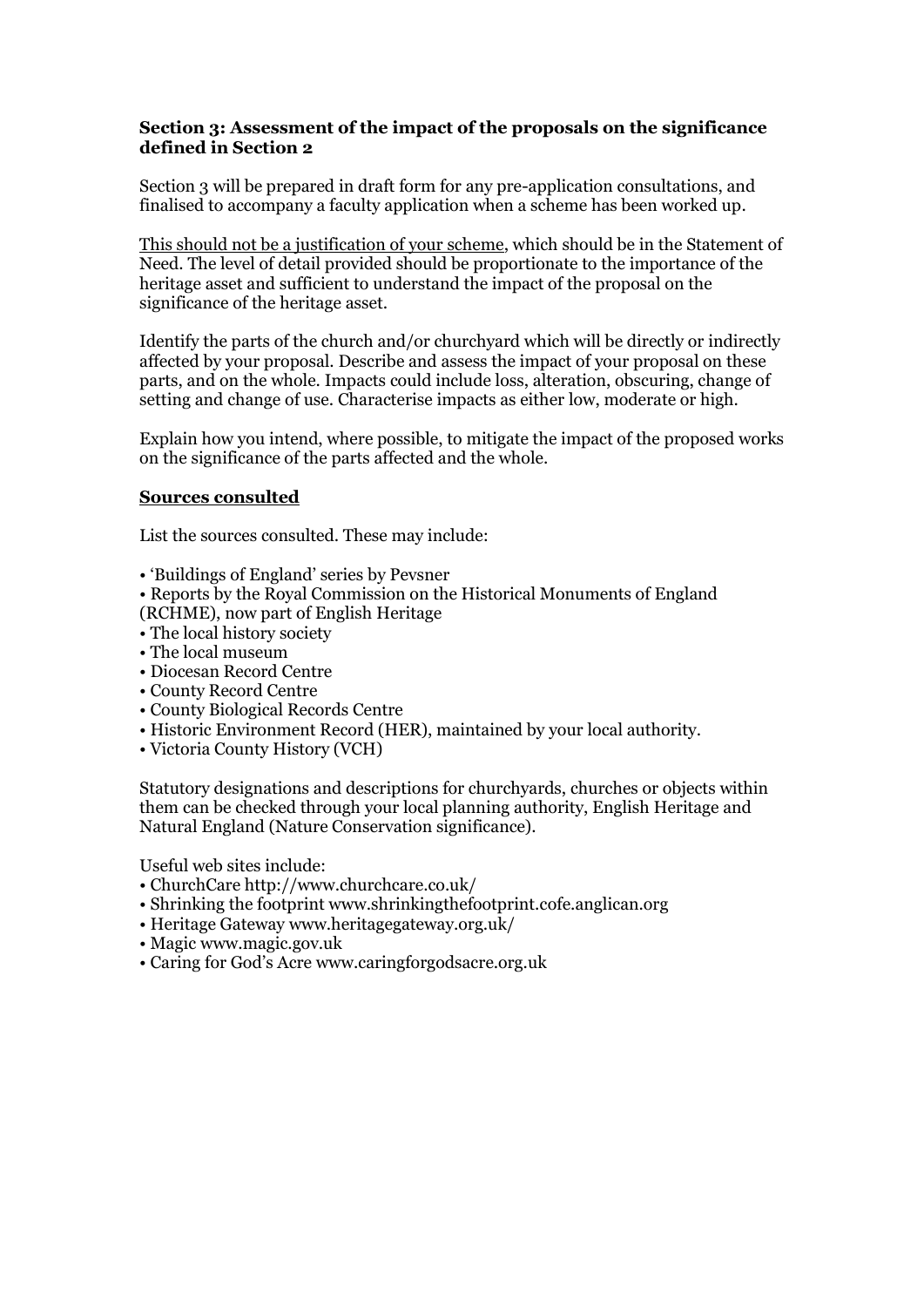**Section 3: Assessment of the impact of the proposals on the significance defined in Section 2**

Section 3 will be prepared in draft form for any pre-application consultations, and finalised to accompany a faculty application when a scheme has been worked up.

<u>This should not be a justification of your scheme</u>, which should be in the Statement of Need. The level of detail provided should be proportionate to the importance of the heritage asset and sufficient to understand the impact of the proposal on the significance of the heritage asset.

Identify the parts of the church and/or churchyard which will be directly or indirectly affected by your proposal. Describe and assess the impact of your proposal on these parts, and on the whole. Impacts could include loss, alteration, obscuring, change of setting and change of use. Characterise impacts as either low, moderate or high.

Explain how you intend, where possible, to mitigate the impact of the proposed works on the significance of the parts affected and the whole.

**<u>Sources consulted</u>**

List the sources consulted. These may include:

- 'Buildings of England' series by Pevsner
- Reports by the Royal Commission on the Historical Monuments of England (RCHME), now part of English Heritage
- The local history society
- The local museum
- Diocesan Record Centre
- County Record Centre
- County Biological Records Centre
- Historic Environment Record (HER), maintained by your local authority.
- Victoria County History (VCH)

Statutory designations and descriptions for churchyards, churches or objects within them can be checked through your local planning authority, English Heritage and Natural England (Nature Conservation significance).

Useful web sites include:

- ChurchCare http://www.churchcare.co.uk/
- Shrinking the footprint www.shrinkingthefootprint.cofe.anglican.org
- Heritage Gateway www.heritagegateway.org.uk/
- Magic www.magic.gov.uk
- Caring for God's Acre www.caringforgodsacre.org.uk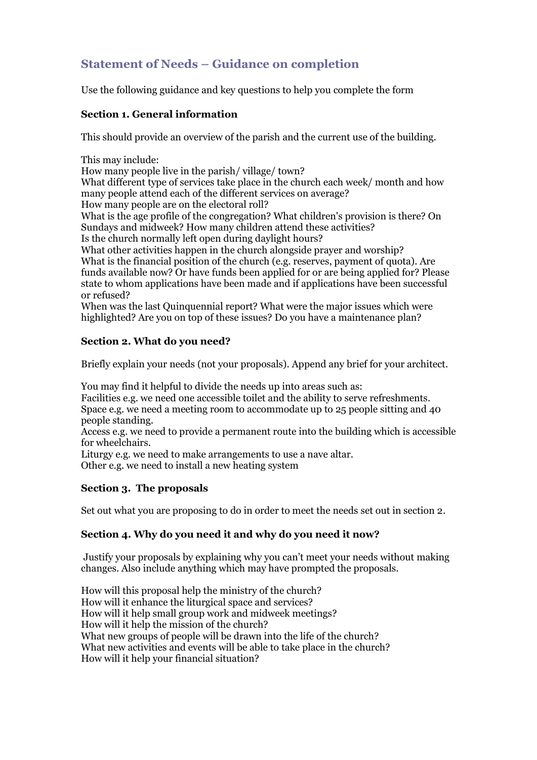## Statement of Needs – Guidance on completion

Use the following guidance and key questions to help you complete the form

### Section 1. General information

This should provide an overview of the parish and the current use of the building.

This may include:
How many people live in the parish/ village/ town?
What different type of services take place in the church each week/ month and how many people attend each of the different services on average?
How many people are on the electoral roll?
What is the age profile of the congregation? What children's provision is there? On Sundays and midweek? How many children attend these activities?
Is the church normally left open during daylight hours?
What other activities happen in the church alongside prayer and worship?
What is the financial position of the church (e.g. reserves, payment of quota). Are funds available now? Or have funds been applied for or are being applied for? Please state to whom applications have been made and if applications have been successful or refused?
When was the last Quinquennial report? What were the major issues which were highlighted? Are you on top of these issues? Do you have a maintenance plan?

### Section 2. What do you need?

Briefly explain your needs (not your proposals). Append any brief for your architect.

You may find it helpful to divide the needs up into areas such as:
Facilities e.g. we need one accessible toilet and the ability to serve refreshments.
Space e.g. we need a meeting room to accommodate up to 25 people sitting and 40 people standing.
Access e.g. we need to provide a permanent route into the building which is accessible for wheelchairs.
Liturgy e.g. we need to make arrangements to use a nave altar.
Other e.g. we need to install a new heating system

### Section 3. The proposals

Set out what you are proposing to do in order to meet the needs set out in section 2.

### Section 4. Why do you need it and why do you need it now?

Justify your proposals by explaining why you can't meet your needs without making changes. Also include anything which may have prompted the proposals.

How will this proposal help the ministry of the church?
How will it enhance the liturgical space and services?
How will it help small group work and midweek meetings?
How will it help the mission of the church?
What new groups of people will be drawn into the life of the church?
What new activities and events will be able to take place in the church?
How will it help your financial situation?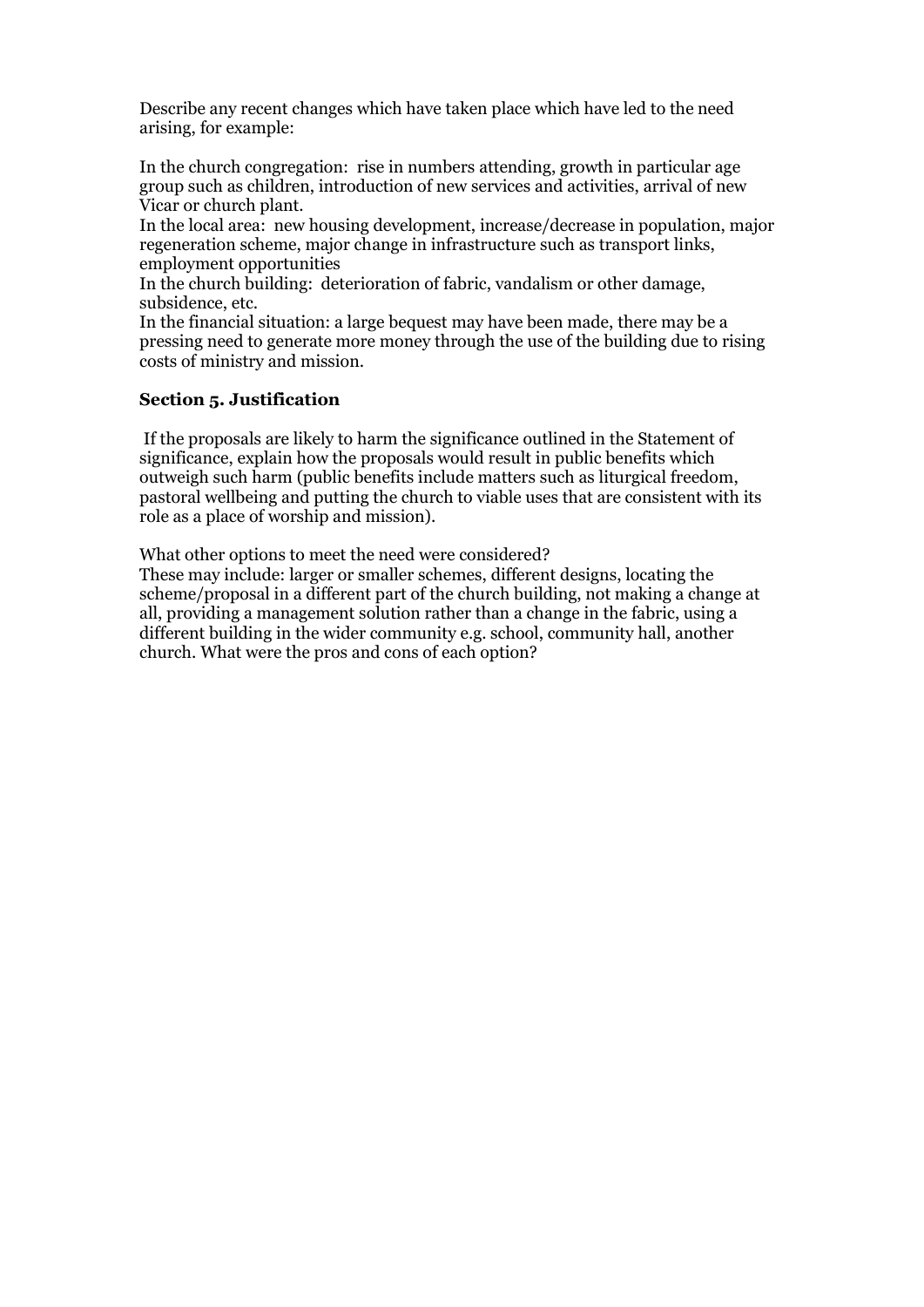Describe any recent changes which have taken place which have led to the need arising, for example:

In the church congregation: rise in numbers attending, growth in particular age group such as children, introduction of new services and activities, arrival of new Vicar or church plant.
In the local area: new housing development, increase/decrease in population, major regeneration scheme, major change in infrastructure such as transport links, employment opportunities
In the church building: deterioration of fabric, vandalism or other damage, subsidence, etc.
In the financial situation: a large bequest may have been made, there may be a pressing need to generate more money through the use of the building due to rising costs of ministry and mission.

### Section 5. Justification

If the proposals are likely to harm the significance outlined in the Statement of significance, explain how the proposals would result in public benefits which outweigh such harm (public benefits include matters such as liturgical freedom, pastoral wellbeing and putting the church to viable uses that are consistent with its role as a place of worship and mission).

What other options to meet the need were considered?
These may include: larger or smaller schemes, different designs, locating the scheme/proposal in a different part of the church building, not making a change at all, providing a management solution rather than a change in the fabric, using a different building in the wider community e.g. school, community hall, another church. What were the pros and cons of each option?